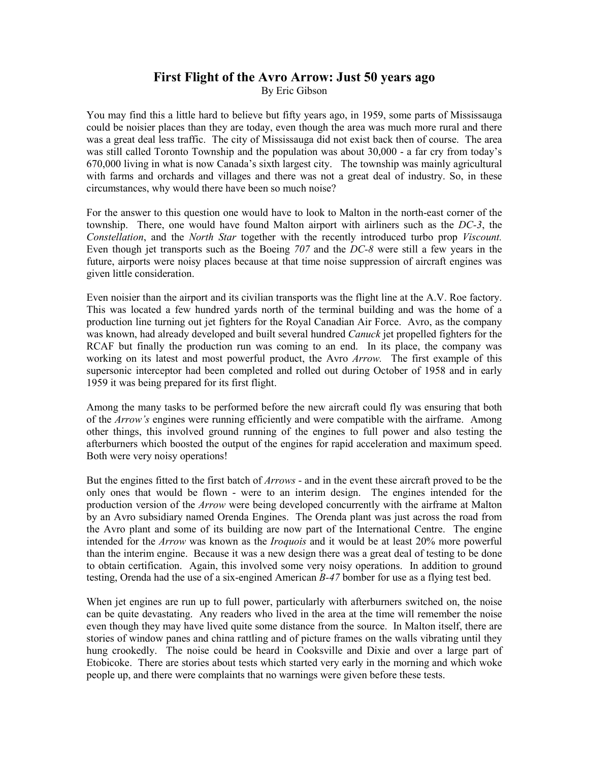# First Flight of the Avro Arrow: Just 50 years ago

By Eric Gibson

You may find this a little hard to believe but fifty years ago, in 1959, some parts of Mississauga could be noisier places than they are today, even though the area was much more rural and there was a great deal less traffic. The city of Mississauga did not exist back then of course. The area was still called Toronto Township and the population was about 30,000 - a far cry from today's 670,000 living in what is now Canada's sixth largest city. The township was mainly agricultural with farms and orchards and villages and there was not a great deal of industry. So, in these circumstances, why would there have been so much noise?

For the answer to this question one would have to look to Malton in the north-east corner of the township. There, one would have found Malton airport with airliners such as the *DC-3*, the *Constellation*, and the *North Star* together with the recently introduced turbo prop *Viscount.* Even though jet transports such as the Boeing *707* and the *DC-8* were still a few years in the future, airports were noisy places because at that time noise suppression of aircraft engines was given little consideration.

Even noisier than the airport and its civilian transports was the flight line at the A.V. Roe factory. This was located a few hundred yards north of the terminal building and was the home of a production line turning out jet fighters for the Royal Canadian Air Force. Avro, as the company was known, had already developed and built several hundred *Canuck* jet propelled fighters for the RCAF but finally the production run was coming to an end. In its place, the company was working on its latest and most powerful product, the Avro *Arrow.* The first example of this supersonic interceptor had been completed and rolled out during October of 1958 and in early 1959 it was being prepared for its first flight.

Among the many tasks to be performed before the new aircraft could fly was ensuring that both of the *Arrow's* engines were running efficiently and were compatible with the airframe. Among other things, this involved ground running of the engines to full power and also testing the afterburners which boosted the output of the engines for rapid acceleration and maximum speed. Both were very noisy operations!

But the engines fitted to the first batch of *Arrows* - and in the event these aircraft proved to be the only ones that would be flown - were to an interim design. The engines intended for the production version of the *Arrow* were being developed concurrently with the airframe at Malton by an Avro subsidiary named Orenda Engines. The Orenda plant was just across the road from the Avro plant and some of its building are now part of the International Centre. The engine intended for the *Arrow* was known as the *Iroquois* and it would be at least 20% more powerful than the interim engine. Because it was a new design there was a great deal of testing to be done to obtain certification. Again, this involved some very noisy operations. In addition to ground testing, Orenda had the use of a six-engined American *B-47* bomber for use as a flying test bed.

When jet engines are run up to full power, particularly with afterburners switched on, the noise can be quite devastating. Any readers who lived in the area at the time will remember the noise even though they may have lived quite some distance from the source. In Malton itself, there are stories of window panes and china rattling and of picture frames on the walls vibrating until they hung crookedly. The noise could be heard in Cooksville and Dixie and over a large part of Etobicoke. There are stories about tests which started very early in the morning and which woke people up, and there were complaints that no warnings were given before these tests.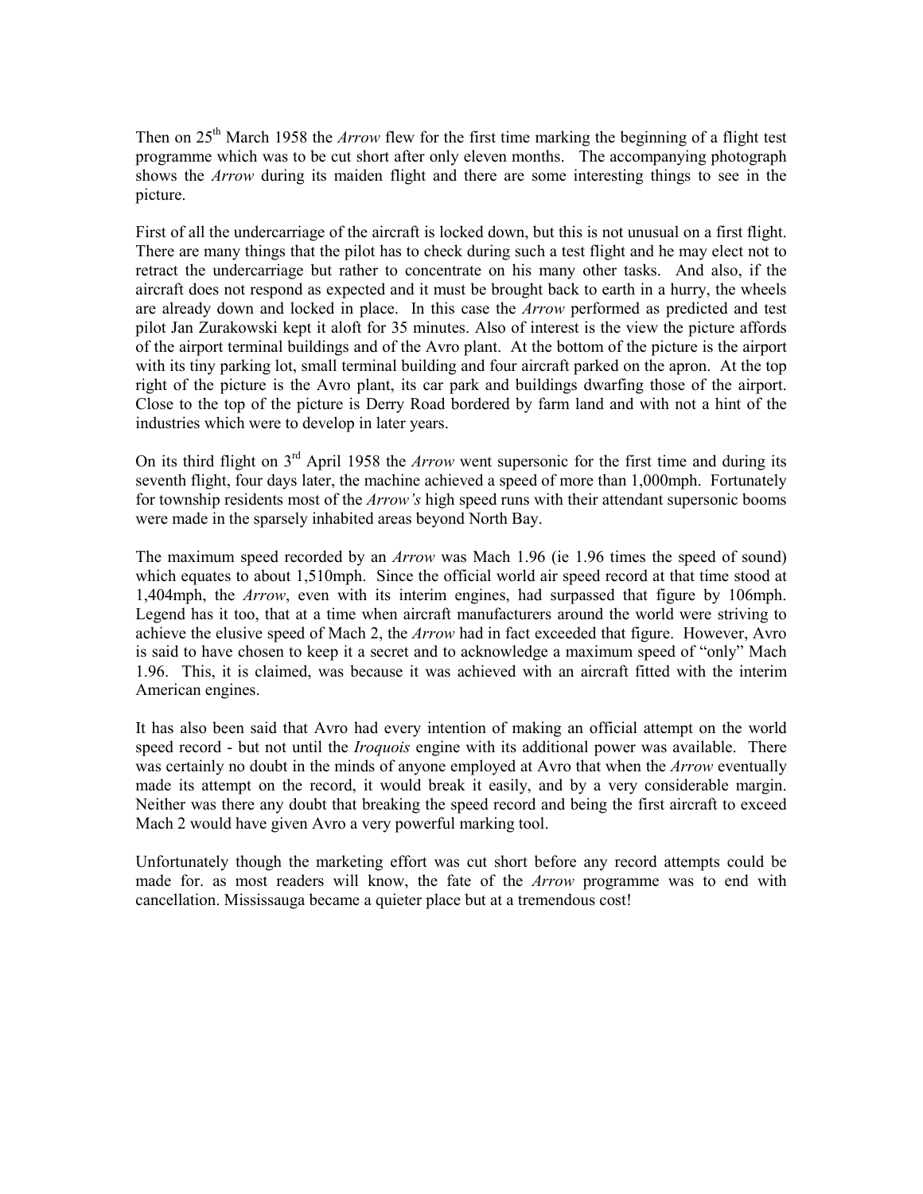Then on 25th March 1958 the *Arrow* flew for the first time marking the beginning of a flight test programme which was to be cut short after only eleven months. The accompanying photograph shows the *Arrow* during its maiden flight and there are some interesting things to see in the picture.

First of all the undercarriage of the aircraft is locked down, but this is not unusual on a first flight. There are many things that the pilot has to check during such a test flight and he may elect not to retract the undercarriage but rather to concentrate on his many other tasks. And also, if the aircraft does not respond as expected and it must be brought back to earth in a hurry, the wheels are already down and locked in place. In this case the *Arrow* performed as predicted and test pilot Jan Zurakowski kept it aloft for 35 minutes. Also of interest is the view the picture affords of the airport terminal buildings and of the Avro plant. At the bottom of the picture is the airport with its tiny parking lot, small terminal building and four aircraft parked on the apron. At the top right of the picture is the Avro plant, its car park and buildings dwarfing those of the airport. Close to the top of the picture is Derry Road bordered by farm land and with not a hint of the industries which were to develop in later years.

On its third flight on 3rd April 1958 the *Arrow* went supersonic for the first time and during its seventh flight, four days later, the machine achieved a speed of more than 1,000mph. Fortunately for township residents most of the *Arrow's* high speed runs with their attendant supersonic booms were made in the sparsely inhabited areas beyond North Bay.

The maximum speed recorded by an *Arrow* was Mach 1.96 (ie 1.96 times the speed of sound) which equates to about 1,510mph. Since the official world air speed record at that time stood at 1,404mph, the *Arrow*, even with its interim engines, had surpassed that figure by 106mph. Legend has it too, that at a time when aircraft manufacturers around the world were striving to achieve the elusive speed of Mach 2, the *Arrow* had in fact exceeded that figure. However, Avro is said to have chosen to keep it a secret and to acknowledge a maximum speed of "only" Mach 1.96. This, it is claimed, was because it was achieved with an aircraft fitted with the interim American engines.

It has also been said that Avro had every intention of making an official attempt on the world speed record - but not until the *Iroquois* engine with its additional power was available. There was certainly no doubt in the minds of anyone employed at Avro that when the *Arrow* eventually made its attempt on the record, it would break it easily, and by a very considerable margin. Neither was there any doubt that breaking the speed record and being the first aircraft to exceed Mach 2 would have given Avro a very powerful marking tool.

Unfortunately though the marketing effort was cut short before any record attempts could be made for. as most readers will know, the fate of the *Arrow* programme was to end with cancellation. Mississauga became a quieter place but at a tremendous cost!